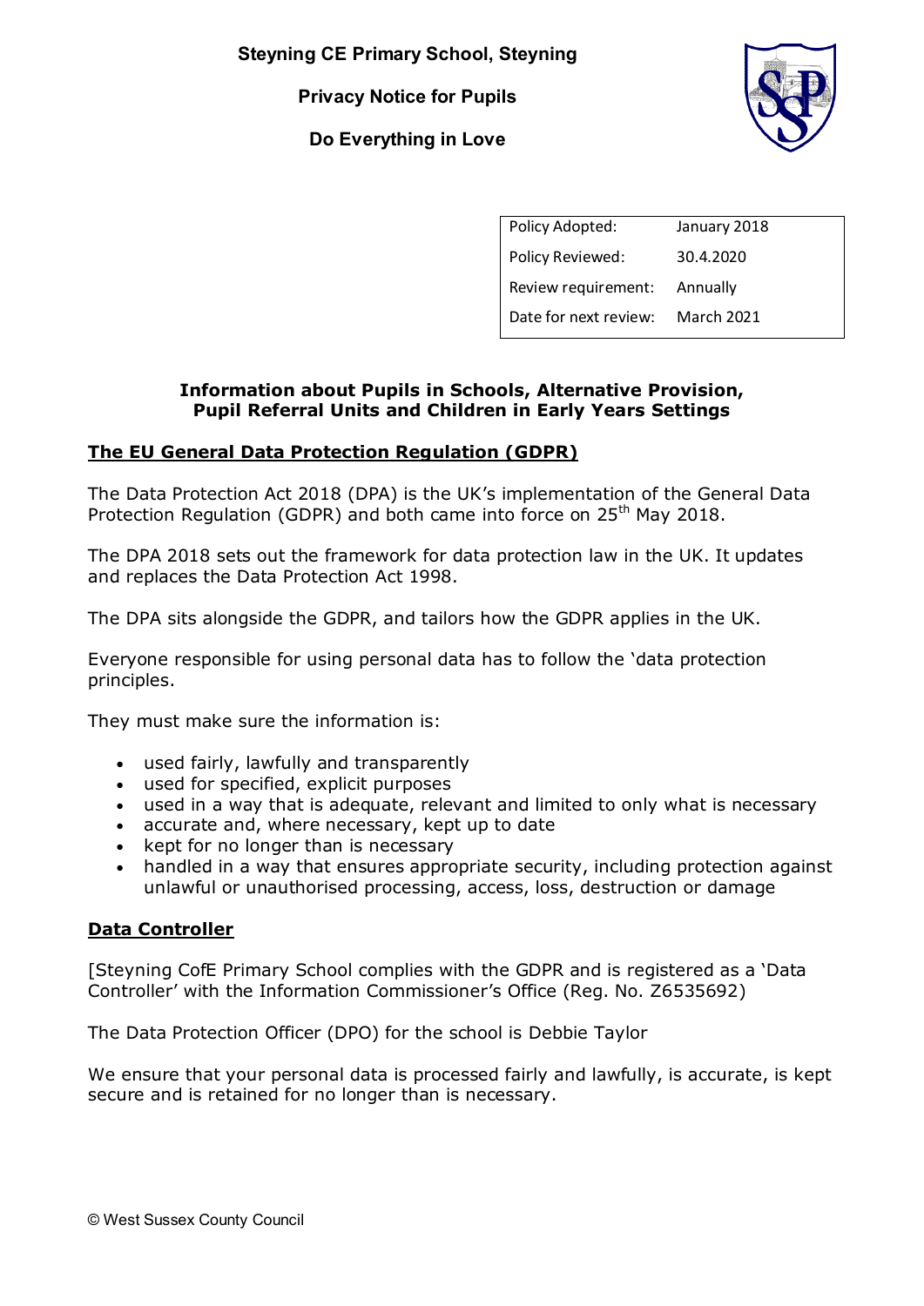# Steyning CE Primary School, Steyning

## Privacy Notice for Pupils

## Do Everything in Love

| Policy Adopted: | January 2018 |
| --- | --- |
| Policy Reviewed: | 30.4.2020 |
| Review requirement: | Annually |
| Date for next review: | March 2021 |

### Information about Pupils in Schools, Alternative Provision, Pupil Referral Units and Children in Early Years Settings

### The EU General Data Protection Regulation (GDPR)

The Data Protection Act 2018 (DPA) is the UK's implementation of the General Data Protection Regulation (GDPR) and both came into force on 25th May 2018.

The DPA 2018 sets out the framework for data protection law in the UK. It updates and replaces the Data Protection Act 1998.

The DPA sits alongside the GDPR, and tailors how the GDPR applies in the UK.

Everyone responsible for using personal data has to follow the 'data protection principles.

They must make sure the information is:

- used fairly, lawfully and transparently
- used for specified, explicit purposes
- used in a way that is adequate, relevant and limited to only what is necessary
- accurate and, where necessary, kept up to date
- kept for no longer than is necessary
- handled in a way that ensures appropriate security, including protection against unlawful or unauthorised processing, access, loss, destruction or damage

### Data Controller

[Steyning CofE Primary School complies with the GDPR and is registered as a 'Data Controller' with the Information Commissioner's Office (Reg. No. Z6535692)

The Data Protection Officer (DPO) for the school is Debbie Taylor

We ensure that your personal data is processed fairly and lawfully, is accurate, is kept secure and is retained for no longer than is necessary.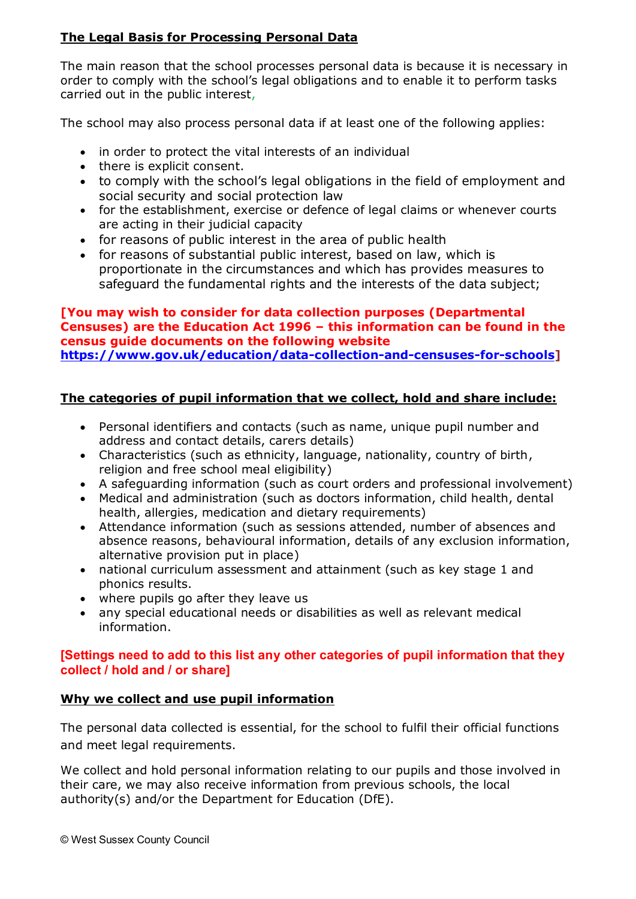**The Legal Basis for Processing Personal Data**

The main reason that the school processes personal data is because it is necessary in order to comply with the school's legal obligations and to enable it to perform tasks carried out in the public interest,

The school may also process personal data if at least one of the following applies:

- in order to protect the vital interests of an individual
- there is explicit consent.
- to comply with the school's legal obligations in the field of employment and social security and social protection law
- for the establishment, exercise or defence of legal claims or whenever courts are acting in their judicial capacity
- for reasons of public interest in the area of public health
- for reasons of substantial public interest, based on law, which is proportionate in the circumstances and which has provides measures to safeguard the fundamental rights and the interests of the data subject;

**[You may wish to consider for data collection purposes (Departmental Censuses) are the Education Act 1996 – this information can be found in the census guide documents on the following website https://www.gov.uk/education/data-collection-and-censuses-for-schools]**

**The categories of pupil information that we collect, hold and share include:**

- Personal identifiers and contacts (such as name, unique pupil number and address and contact details, carers details)
- Characteristics (such as ethnicity, language, nationality, country of birth, religion and free school meal eligibility)
- A safeguarding information (such as court orders and professional involvement)
- Medical and administration (such as doctors information, child health, dental health, allergies, medication and dietary requirements)
- Attendance information (such as sessions attended, number of absences and absence reasons, behavioural information, details of any exclusion information, alternative provision put in place)
- national curriculum assessment and attainment (such as key stage 1 and phonics results.
- where pupils go after they leave us
- any special educational needs or disabilities as well as relevant medical information.

**[Settings need to add to this list any other categories of pupil information that they collect / hold and / or share]**

**Why we collect and use pupil information**

The personal data collected is essential, for the school to fulfil their official functions and meet legal requirements.

We collect and hold personal information relating to our pupils and those involved in their care, we may also receive information from previous schools, the local authority(s) and/or the Department for Education (DfE).

© West Sussex County Council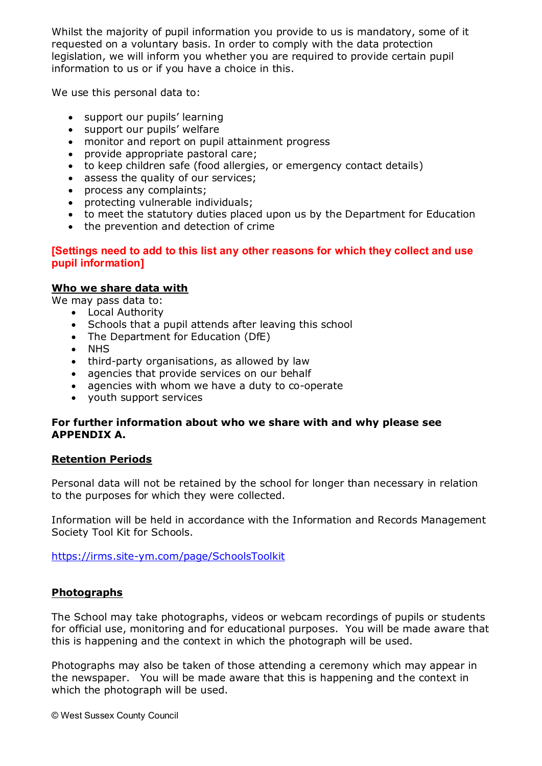Whilst the majority of pupil information you provide to us is mandatory, some of it requested on a voluntary basis. In order to comply with the data protection legislation, we will inform you whether you are required to provide certain pupil information to us or if you have a choice in this.

We use this personal data to:

- support our pupils' learning
- support our pupils' welfare
- monitor and report on pupil attainment progress
- provide appropriate pastoral care;
- to keep children safe (food allergies, or emergency contact details)
- assess the quality of our services;
- process any complaints;
- protecting vulnerable individuals;
- to meet the statutory duties placed upon us by the Department for Education
- the prevention and detection of crime

**[Settings need to add to this list any other reasons for which they collect and use pupil information]**

**Who we share data with**

We may pass data to:

- Local Authority
- Schools that a pupil attends after leaving this school
- The Department for Education (DfE)
- NHS
- third-party organisations, as allowed by law
- agencies that provide services on our behalf
- agencies with whom we have a duty to co-operate
- youth support services

**For further information about who we share with and why please see APPENDIX A.**

**Retention Periods**

Personal data will not be retained by the school for longer than necessary in relation to the purposes for which they were collected.

Information will be held in accordance with the Information and Records Management Society Tool Kit for Schools.

https://irms.site-ym.com/page/SchoolsToolkit

**Photographs**

The School may take photographs, videos or webcam recordings of pupils or students for official use, monitoring and for educational purposes. You will be made aware that this is happening and the context in which the photograph will be used.

Photographs may also be taken of those attending a ceremony which may appear in the newspaper. You will be made aware that this is happening and the context in which the photograph will be used.

© West Sussex County Council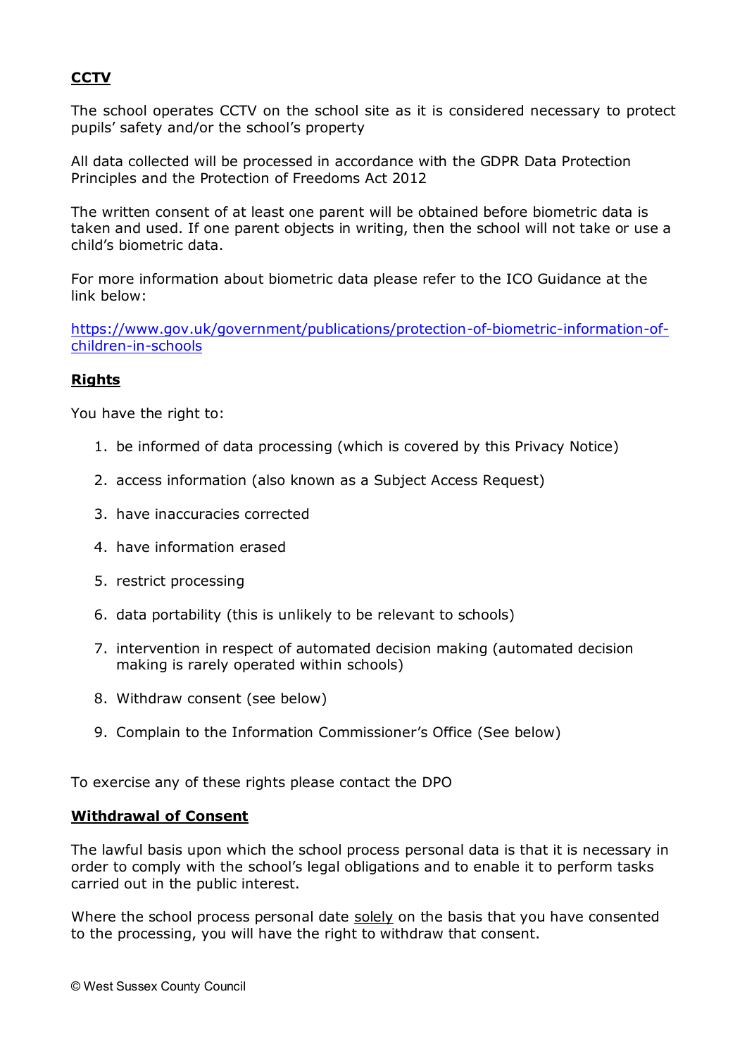## CCTV

The school operates CCTV on the school site as it is considered necessary to protect pupils' safety and/or the school's property

All data collected will be processed in accordance with the GDPR Data Protection Principles and the Protection of Freedoms Act 2012

The written consent of at least one parent will be obtained before biometric data is taken and used. If one parent objects in writing, then the school will not take or use a child's biometric data.

For more information about biometric data please refer to the ICO Guidance at the link below:

https://www.gov.uk/government/publications/protection-of-biometric-information-of-children-in-schools

## Rights

You have the right to:

1. be informed of data processing (which is covered by this Privacy Notice)
2. access information (also known as a Subject Access Request)
3. have inaccuracies corrected
4. have information erased
5. restrict processing
6. data portability (this is unlikely to be relevant to schools)
7. intervention in respect of automated decision making (automated decision making is rarely operated within schools)
8. Withdraw consent (see below)
9. Complain to the Information Commissioner's Office (See below)

To exercise any of these rights please contact the DPO

## Withdrawal of Consent

The lawful basis upon which the school process personal data is that it is necessary in order to comply with the school's legal obligations and to enable it to perform tasks carried out in the public interest.

Where the school process personal date solely on the basis that you have consented to the processing, you will have the right to withdraw that consent.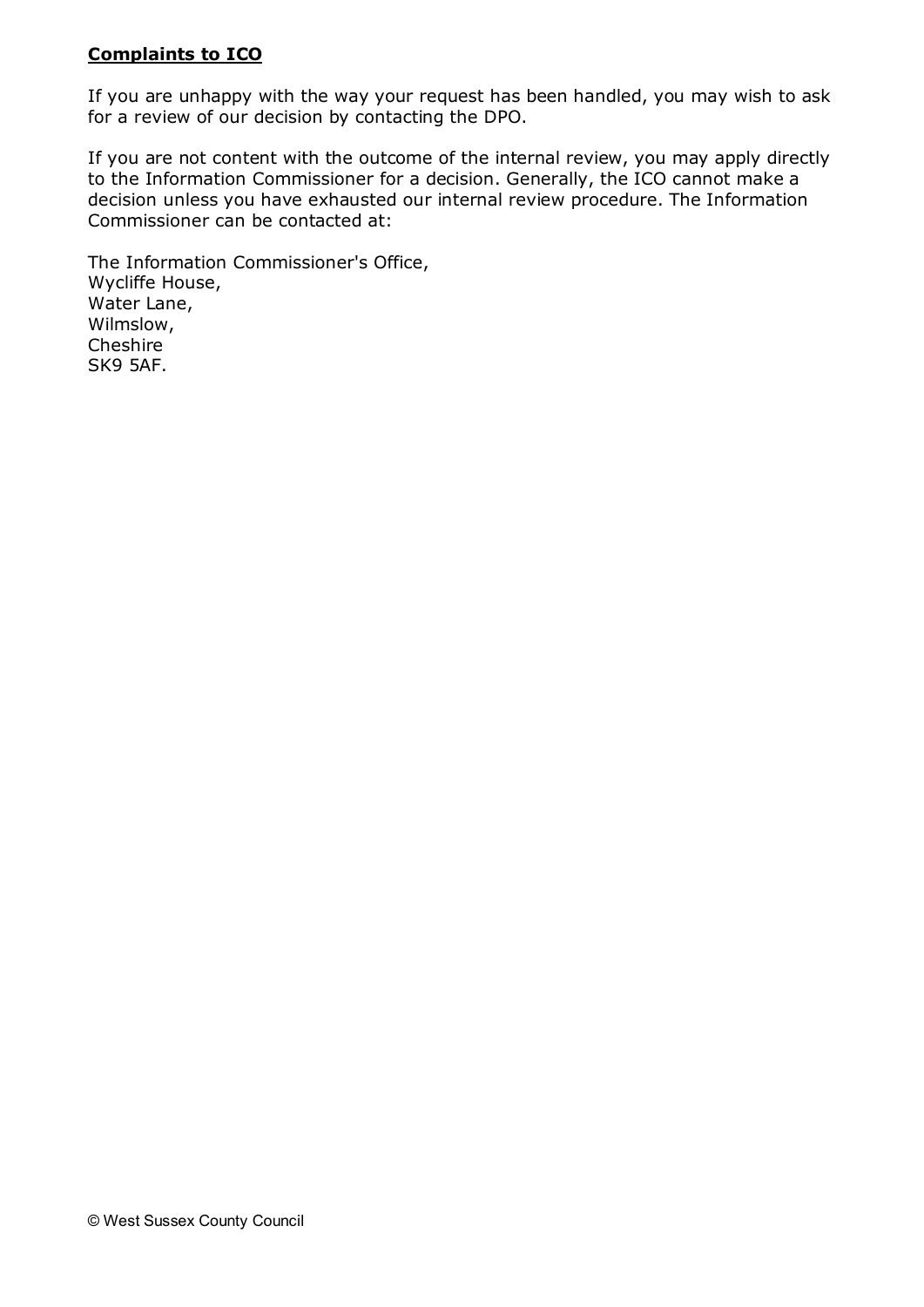**<u>Complaints to ICO</u>**

If you are unhappy with the way your request has been handled, you may wish to ask for a review of our decision by contacting the DPO.

If you are not content with the outcome of the internal review, you may apply directly to the Information Commissioner for a decision. Generally, the ICO cannot make a decision unless you have exhausted our internal review procedure. The Information Commissioner can be contacted at:

The Information Commissioner's Office,  
Wycliffe House,  
Water Lane,  
Wilmslow,  
Cheshire  
SK9 5AF.

© West Sussex County Council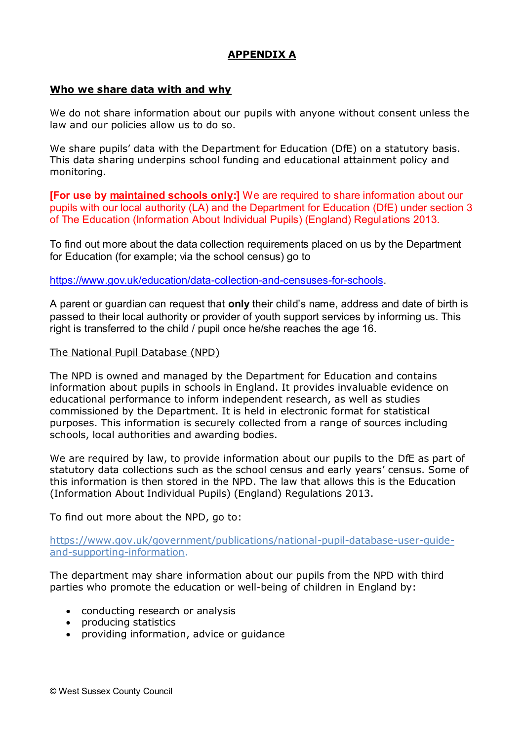## APPENDIX A

### Who we share data with and why

We do not share information about our pupils with anyone without consent unless the law and our policies allow us to do so.

We share pupils' data with the Department for Education (DfE) on a statutory basis. This data sharing underpins school funding and educational attainment policy and monitoring.

**[For use by maintained schools only:]** We are required to share information about our pupils with our local authority (LA) and the Department for Education (DfE) under section 3 of The Education (Information About Individual Pupils) (England) Regulations 2013.

To find out more about the data collection requirements placed on us by the Department for Education (for example; via the school census) go to

https://www.gov.uk/education/data-collection-and-censuses-for-schools.

A parent or guardian can request that **only** their child's name, address and date of birth is passed to their local authority or provider of youth support services by informing us. This right is transferred to the child / pupil once he/she reaches the age 16.

The National Pupil Database (NPD)

The NPD is owned and managed by the Department for Education and contains information about pupils in schools in England. It provides invaluable evidence on educational performance to inform independent research, as well as studies commissioned by the Department. It is held in electronic format for statistical purposes. This information is securely collected from a range of sources including schools, local authorities and awarding bodies.

We are required by law, to provide information about our pupils to the DfE as part of statutory data collections such as the school census and early years' census. Some of this information is then stored in the NPD. The law that allows this is the Education (Information About Individual Pupils) (England) Regulations 2013.

To find out more about the NPD, go to:

https://www.gov.uk/government/publications/national-pupil-database-user-guide-and-supporting-information.

The department may share information about our pupils from the NPD with third parties who promote the education or well-being of children in England by:

- conducting research or analysis
- producing statistics
- providing information, advice or guidance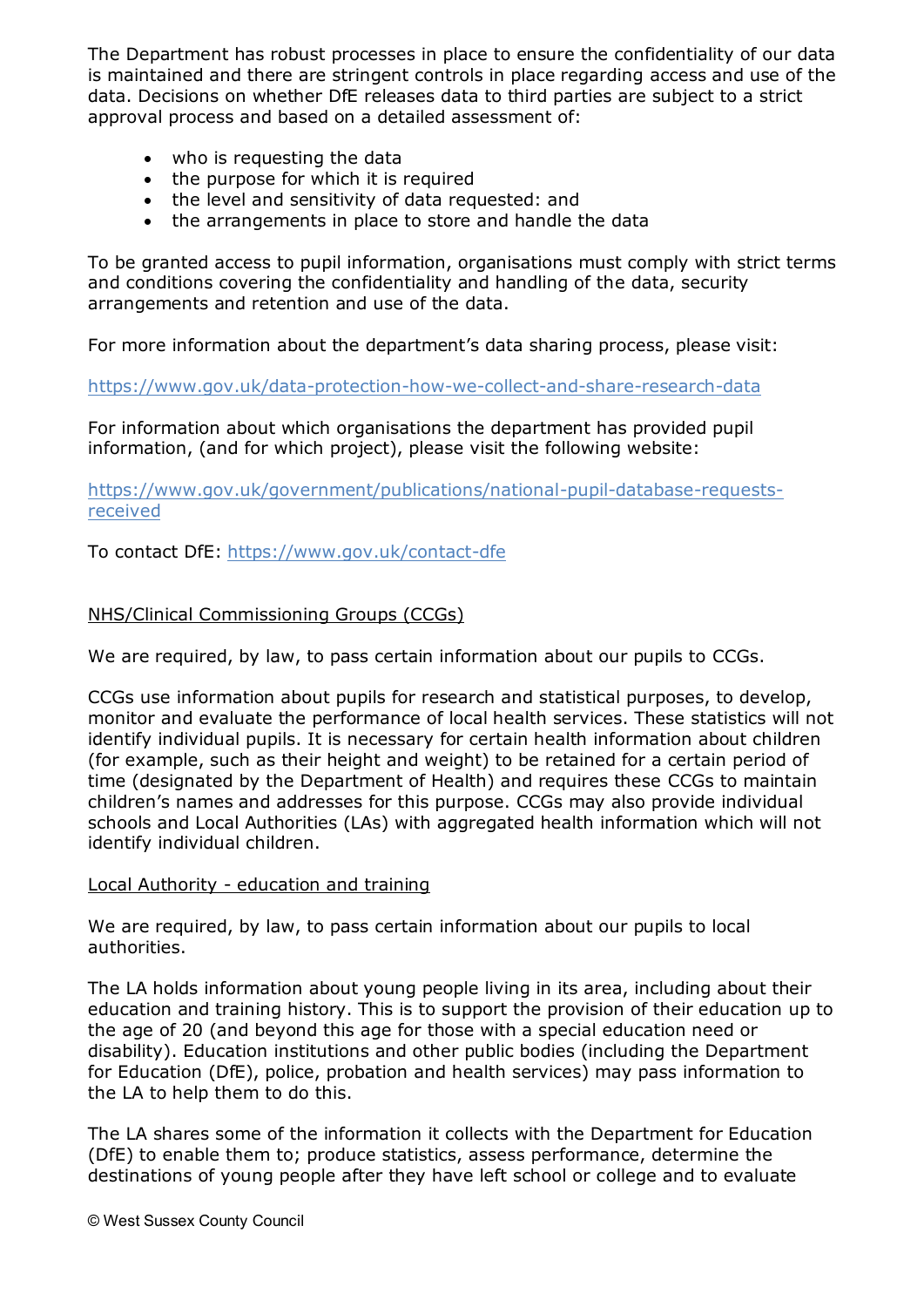The Department has robust processes in place to ensure the confidentiality of our data is maintained and there are stringent controls in place regarding access and use of the data. Decisions on whether DfE releases data to third parties are subject to a strict approval process and based on a detailed assessment of:

- who is requesting the data
- the purpose for which it is required
- the level and sensitivity of data requested: and
- the arrangements in place to store and handle the data

To be granted access to pupil information, organisations must comply with strict terms and conditions covering the confidentiality and handling of the data, security arrangements and retention and use of the data.

For more information about the department's data sharing process, please visit:

https://www.gov.uk/data-protection-how-we-collect-and-share-research-data

For information about which organisations the department has provided pupil information, (and for which project), please visit the following website:

https://www.gov.uk/government/publications/national-pupil-database-requests-received

To contact DfE: https://www.gov.uk/contact-dfe

## NHS/Clinical Commissioning Groups (CCGs)

We are required, by law, to pass certain information about our pupils to CCGs.

CCGs use information about pupils for research and statistical purposes, to develop, monitor and evaluate the performance of local health services. These statistics will not identify individual pupils. It is necessary for certain health information about children (for example, such as their height and weight) to be retained for a certain period of time (designated by the Department of Health) and requires these CCGs to maintain children's names and addresses for this purpose. CCGs may also provide individual schools and Local Authorities (LAs) with aggregated health information which will not identify individual children.

## Local Authority - education and training

We are required, by law, to pass certain information about our pupils to local authorities.

The LA holds information about young people living in its area, including about their education and training history. This is to support the provision of their education up to the age of 20 (and beyond this age for those with a special education need or disability). Education institutions and other public bodies (including the Department for Education (DfE), police, probation and health services) may pass information to the LA to help them to do this.

The LA shares some of the information it collects with the Department for Education (DfE) to enable them to; produce statistics, assess performance, determine the destinations of young people after they have left school or college and to evaluate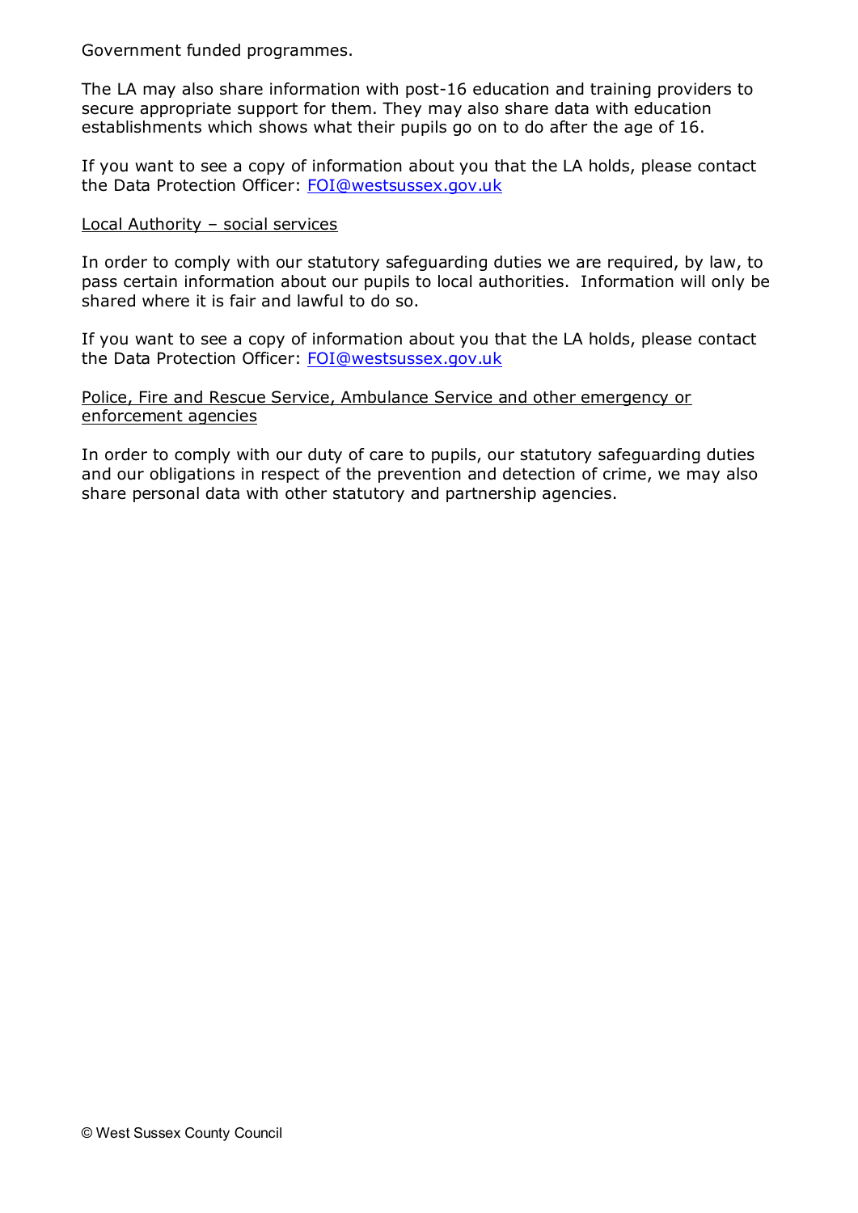Government funded programmes.

The LA may also share information with post-16 education and training providers to secure appropriate support for them. They may also share data with education establishments which shows what their pupils go on to do after the age of 16.

If you want to see a copy of information about you that the LA holds, please contact the Data Protection Officer: [FOI@westsussex.gov.uk](mailto:FOI@westsussex.gov.uk)

Local Authority – social services

In order to comply with our statutory safeguarding duties we are required, by law, to pass certain information about our pupils to local authorities. Information will only be shared where it is fair and lawful to do so.

If you want to see a copy of information about you that the LA holds, please contact the Data Protection Officer: [FOI@westsussex.gov.uk](mailto:FOI@westsussex.gov.uk)

Police, Fire and Rescue Service, Ambulance Service and other emergency or enforcement agencies

In order to comply with our duty of care to pupils, our statutory safeguarding duties and our obligations in respect of the prevention and detection of crime, we may also share personal data with other statutory and partnership agencies.

© West Sussex County Council